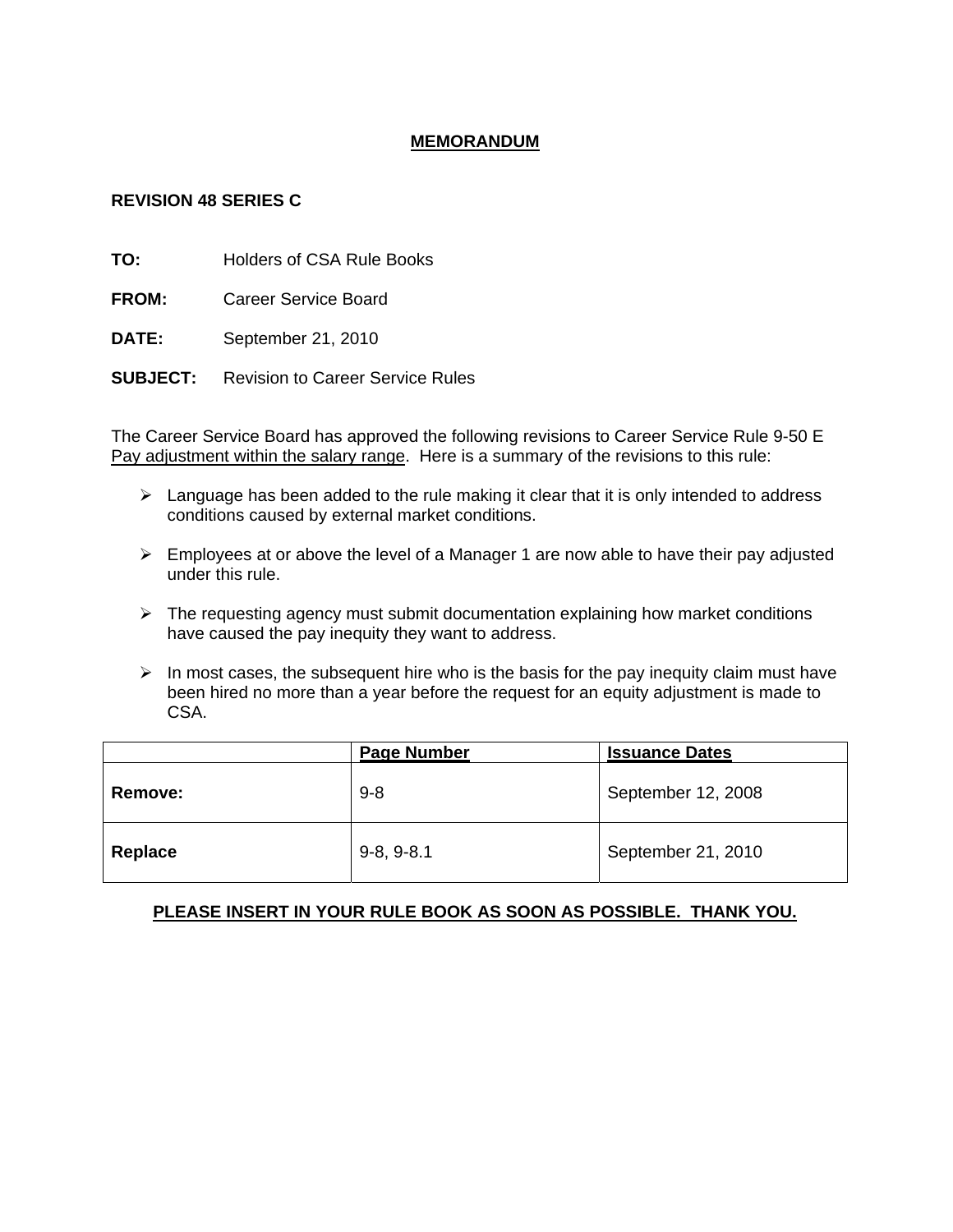# MEMORANDUM

**REVISION 48 SERIES C**

**TO:** Holders of CSA Rule Books

**FROM:** Career Service Board

**DATE:** September 21, 2010

**SUBJECT:** Revision to Career Service Rules

The Career Service Board has approved the following revisions to Career Service Rule 9-50 E Pay adjustment within the salary range. Here is a summary of the revisions to this rule:

- Language has been added to the rule making it clear that it is only intended to address conditions caused by external market conditions.
- Employees at or above the level of a Manager 1 are now able to have their pay adjusted under this rule.
- The requesting agency must submit documentation explaining how market conditions have caused the pay inequity they want to address.
- In most cases, the subsequent hire who is the basis for the pay inequity claim must have been hired no more than a year before the request for an equity adjustment is made to CSA.

| | Page Number | Issuance Dates |
|---|---|---|
| **Remove:** | 9-8 | September 12, 2008 |
| **Replace** | 9-8, 9-8.1 | September 21, 2010 |

**PLEASE INSERT IN YOUR RULE BOOK AS SOON AS POSSIBLE. THANK YOU.**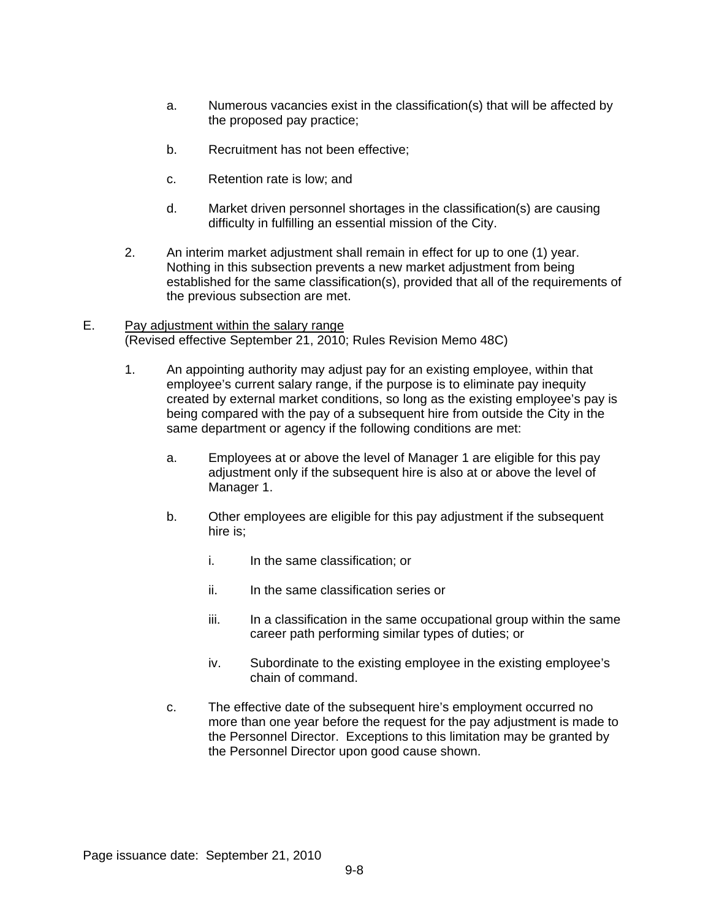a. Numerous vacancies exist in the classification(s) that will be affected by the proposed pay practice;

b. Recruitment has not been effective;

c. Retention rate is low; and

d. Market driven personnel shortages in the classification(s) are causing difficulty in fulfilling an essential mission of the City.

2. An interim market adjustment shall remain in effect for up to one (1) year. Nothing in this subsection prevents a new market adjustment from being established for the same classification(s), provided that all of the requirements of the previous subsection are met.

E. <u>Pay adjustment within the salary range</u>
(Revised effective September 21, 2010; Rules Revision Memo 48C)

1. An appointing authority may adjust pay for an existing employee, within that employee's current salary range, if the purpose is to eliminate pay inequity created by external market conditions, so long as the existing employee's pay is being compared with the pay of a subsequent hire from outside the City in the same department or agency if the following conditions are met:

   a. Employees at or above the level of Manager 1 are eligible for this pay adjustment only if the subsequent hire is also at or above the level of Manager 1.

   b. Other employees are eligible for this pay adjustment if the subsequent hire is;

      i. In the same classification; or

      ii. In the same classification series or

      iii. In a classification in the same occupational group within the same career path performing similar types of duties; or

      iv. Subordinate to the existing employee in the existing employee's chain of command.

   c. The effective date of the subsequent hire's employment occurred no more than one year before the request for the pay adjustment is made to the Personnel Director. Exceptions to this limitation may be granted by the Personnel Director upon good cause shown.

Page issuance date: September 21, 2010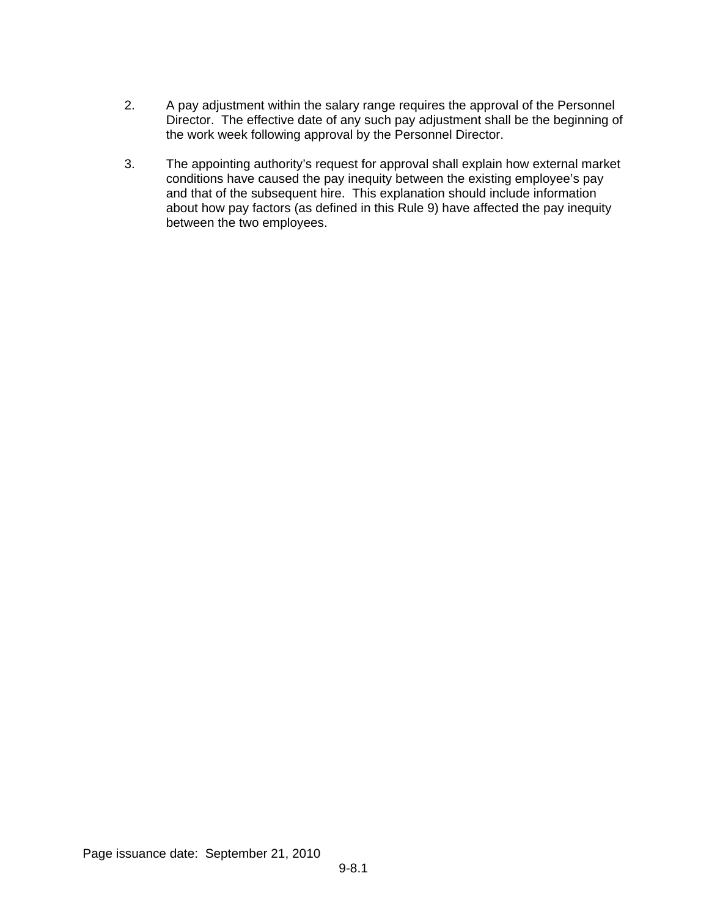2. A pay adjustment within the salary range requires the approval of the Personnel Director. The effective date of any such pay adjustment shall be the beginning of the work week following approval by the Personnel Director.

3. The appointing authority's request for approval shall explain how external market conditions have caused the pay inequity between the existing employee's pay and that of the subsequent hire. This explanation should include information about how pay factors (as defined in this Rule 9) have affected the pay inequity between the two employees.